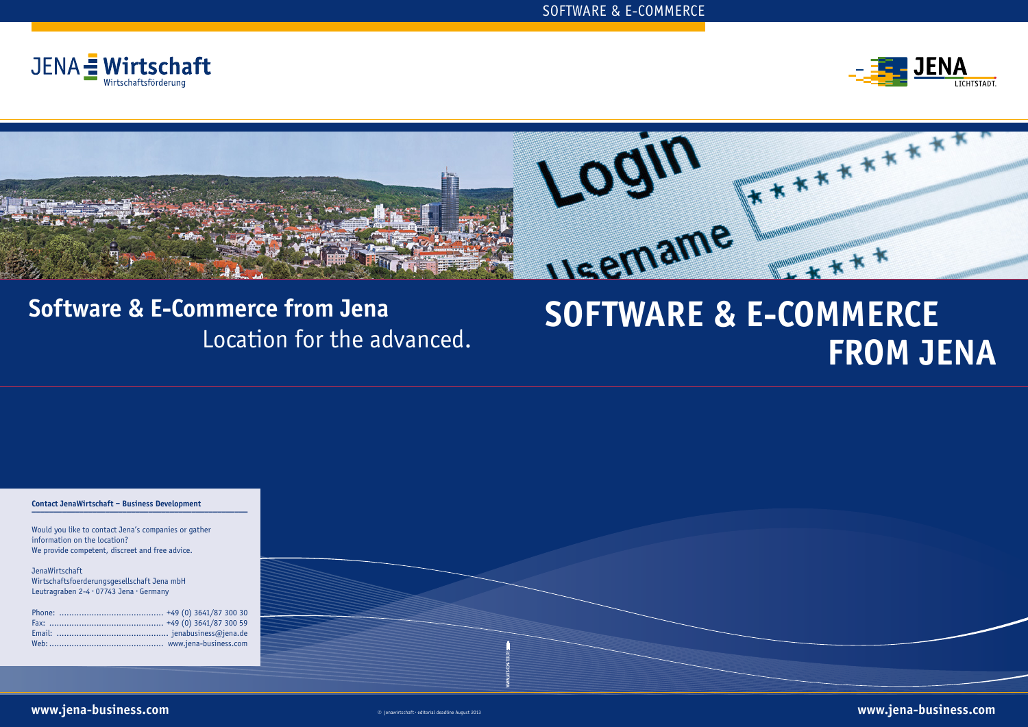JENA Wirtschaft
Wirtschaftsförderung

JENA LICHTSTADT.

## Software & E-Commerce from Jena
Location for the advanced.

# SOFTWARE & E-COMMERCE FROM JENA

**Contact JenaWirtschaft – Business Development**

Would you like to contact Jena's companies or gather information on the location?
We provide competent, discreet and free advice.

JenaWirtschaft
Wirtschaftsfoerderungsgesellschaft Jena mbH
Leutragraben 2-4 · 07743 Jena · Germany

Phone: ........................................ +49 (0) 3641/87 300 30
Fax: ............................................ +49 (0) 3641/87 300 59
Email: ........................................... jenabusiness@jena.de
Web: ............................................ www.jena-business.com

**www.jena-business.com**

© jenawirtschaft · editorial deadline August 2013

**www.jena-business.com**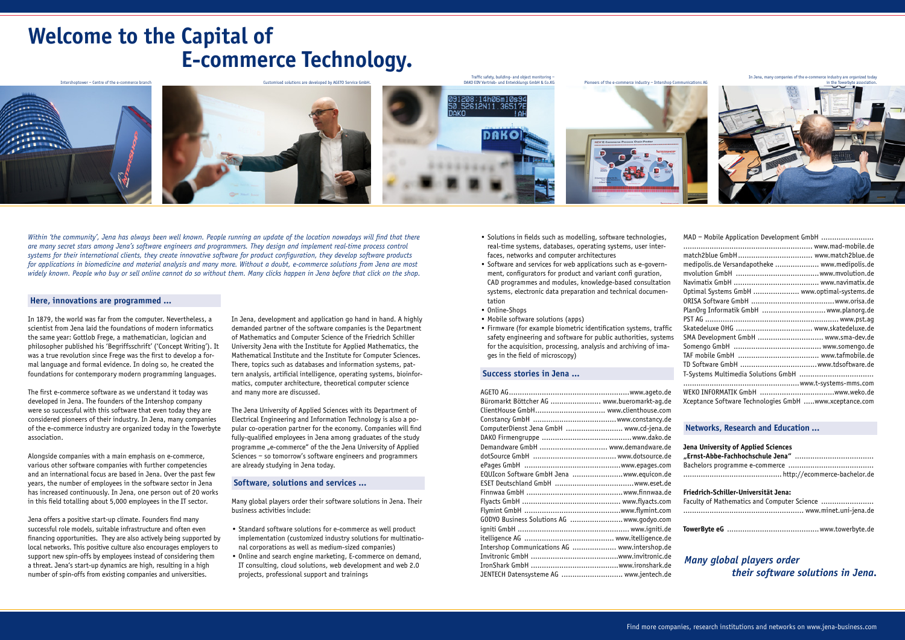# Welcome to the Capital of E-commerce Technology.

Intershoptower – Centre of the e-commerce branch

Customised solutions are developed by AGETO Service GmbH.

Traffic safety, building- and object monitoring – DAKO EDV Vertrieb- und Entwicklungs GmbH & Co.KG

Pioneers of the e-commerce industry – Intershop Communications AG

In Jena, many companies of the e-commerce industry are organized today in the Towerbyte association.

*Within 'the community', Jena has always been well known. People running an update of the location nowadays will find that there are many secret stars among Jena's software engineers and programmers. They design and implement real-time process control systems for their international clients, they create innovative software for product configuration, they develop software products for applications in biomedicine and material analysis and many more. Without a doubt, e-commerce solutions from Jena are most widely known. People who buy or sell online cannot do so without them. Many clicks happen in Jena before that click on the shop.*

## Here, innovations are programmed ...

In 1879, the world was far from the computer. Nevertheless, a scientist from Jena laid the foundations of modern informatics the same year: Gottlob Frege, a mathematician, logician and philosopher published his 'Begriffsschrift' ('Concept Writing'). It was a true revolution since Frege was the first to develop a formal language and formal evidence. In doing so, he created the foundations for contemporary modern programming languages.

The first e-commerce software as we understand it today was developed in Jena. The founders of the Intershop company were so successful with this software that even today they are considered pioneers of their industry. In Jena, many companies of the e-commerce industry are organized today in the Towerbyte association.

Alongside companies with a main emphasis on e-commerce, various other software companies with further competencies and an international focus are based in Jena. Over the past few years, the number of employees in the software sector in Jena has increased continuously. In Jena, one person out of 20 works in this field totalling about 5,000 employees in the IT sector.

Jena offers a positive start-up climate. Founders find many successful role models, suitable infrastructure and often even financing opportunities. They are also actively being supported by local networks. This positive culture also encourages employers to support new spin-offs by employees instead of considering them a threat. Jena's start-up dynamics are high, resulting in a high number of spin-offs from existing companies and universities.

In Jena, development and application go hand in hand. A highly demanded partner of the software companies is the Department of Mathematics and Computer Science of the Friedrich Schiller University Jena with the Institute for Applied Mathematics, the Mathematical Institute and the Institute for Computer Sciences. There, topics such as databases and information systems, pattern analysis, artificial intelligence, operating systems, bioinformatics, computer architecture, theoretical computer science and many more are discussed.

The Jena University of Applied Sciences with its Department of Electrical Engineering and Information Technology is also a popular co-operation partner for the economy. Companies will find fully-qualified employees in Jena among graduates of the study programme „e-commerce" of the the Jena University of Applied Sciences – so tomorrow's software engineers and programmers are already studying in Jena today.

## Software, solutions and services ...

Many global players order their software solutions in Jena. Their business activities include:

- Standard software solutions for e-commerce as well product implementation (customized industry solutions for multinational corporations as well as medium-sized companies)
- Online and search engine marketing, E-commerce on demand, IT consulting, cloud solutions, web development and web 2.0 projects, professional support and trainings
- Solutions in fields such as modelling, software technologies, real-time systems, databases, operating systems, user interfaces, networks and computer architectures
- Software and services for web applications such as e-government, configurators for product and variant confi guration, CAD programmes and modules, knowledge-based consultation systems, electronic data preparation and technical documentation
- Online-Shops
- Mobile software solutions (apps)
- Firmware (for example biometric identification systems, traffic safety engineering and software for public authorities, systems for the acquisition, processing, analysis and archiving of images in the field of microscopy)

## Success stories in Jena ...

AGETO AG ........ www.ageto.de
Büromarkt Böttcher AG ........ www.bueromarkt-ag.de
ClientHouse GmbH ........ www.clienthouse.com
Constancy GmbH ........ www.constancy.de
ComputerDienst Jena GmbH ........ www.cd-jena.de
DAKO Firmengruppe ........ www.dako.de
Demandware GmbH ........ www.demandware.de
dotSource GmbH ........ www.dotsource.de
ePages GmbH ........ www.epages.com
EQUIcon Software GmbH Jena ........ www.equicon.de
ESET Deutschland GmbH ........ www.eset.de
Finnwaa GmbH ........ www.finnwaa.de
Flyacts GmbH ........ www.flyacts.com
Flymint GmbH ........ www.flymint.com
GODYO Business Solutions AG ........ www.godyo.com
igniti GmbH ........ www.igniti.de
itelligence AG ........ www.itelligence.de
Intershop Communications AG ........ www.intershop.de
Invitronic GmbH ........ www.invitronic.de
IronShark GmbH ........ www.ironshark.de
JENTECH Datensysteme AG ........ www.jentech.de
MAD – Mobile Application Development GmbH ........ www.mad-mobile.de
match2blue GmbH ........ www.match2blue.de
medipolis.de Versandapotheke ........ www.medipolis.de
mvolution GmbH ........ www.mvolution.de
Navimatix GmbH ........ www.navimatix.de
Optimal Systems GmbH ........ www.optimal-systems.de
ORISA Software GmbH ........ www.orisa.de
PlanOrg Informatik GmbH ........ www.planorg.de
PST AG ........ www.pst.ag
Skatedeluxe OHG ........ www.skatedeluxe.de
SMA Development GmbH ........ www.sma-dev.de
Somengo GmbH ........ www.somengo.de
TAF mobile GmbH ........ www.tafmobile.de
TD Software GmbH ........ www.tdsoftware.de
T-Systems Multimedia Solutions GmbH ........ www.t-systems-mms.com
WEKO INFORMATIK GmbH ........ www.weko.de
Xceptance Software Technologies GmbH ........ www.xceptance.com

## Networks, Research and Education ...

**Jena University of Applied Sciences**
**„Ernst-Abbe-Fachhochschule Jena"**
Bachelors programme e-commerce ........ http://ecommerce-bachelor.de

**Friedrich-Schiller-Universität Jena:**
Faculty of Mathematics and Computer Science ........ www.minet.uni-jena.de

**TowerByte eG** ........ www.towerbyte.de

***Many global players order their software solutions in Jena.***

Find more companies, research institutions and networks on www.jena-business.com